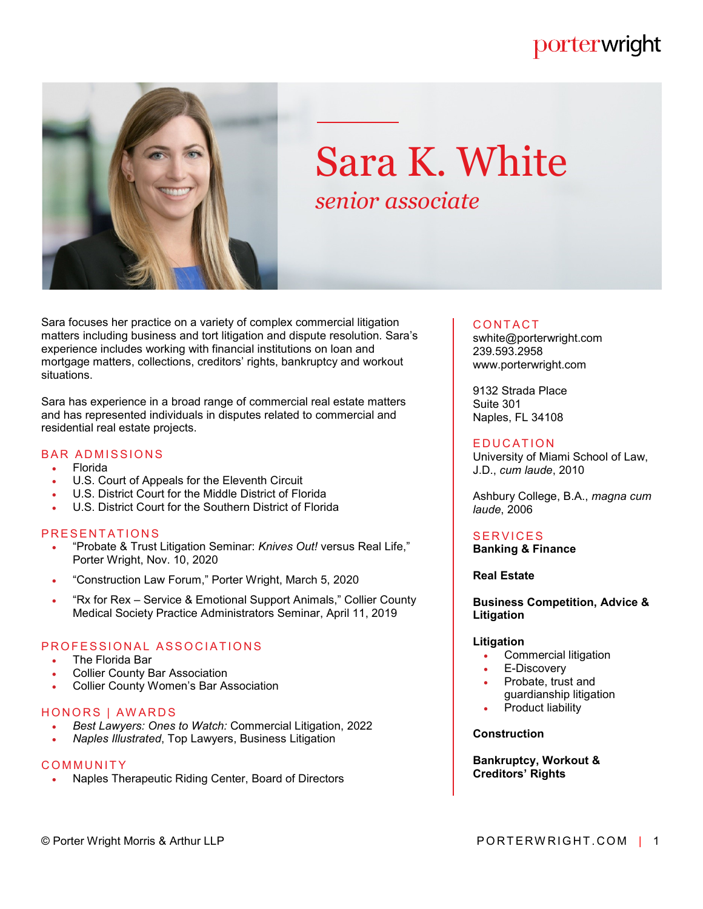porterwright

# Sara K. White

*senior associate*

Sara focuses her practice on a variety of complex commercial litigation matters including business and tort litigation and dispute resolution. Sara's experience includes working with financial institutions on loan and mortgage matters, collections, creditors' rights, bankruptcy and workout situations.

Sara has experience in a broad range of commercial real estate matters and has represented individuals in disputes related to commercial and residential real estate projects.

## BAR ADMISSIONS

- Florida
- U.S. Court of Appeals for the Eleventh Circuit
- U.S. District Court for the Middle District of Florida
- U.S. District Court for the Southern District of Florida

## PRESENTATIONS

- "Probate & Trust Litigation Seminar: *Knives Out!* versus Real Life," Porter Wright, Nov. 10, 2020
- "Construction Law Forum," Porter Wright, March 5, 2020
- "Rx for Rex – Service & Emotional Support Animals," Collier County Medical Society Practice Administrators Seminar, April 11, 2019

## PROFESSIONAL ASSOCIATIONS

- The Florida Bar
- Collier County Bar Association
- Collier County Women's Bar Association

## HONORS | AWARDS

- *Best Lawyers: Ones to Watch:* Commercial Litigation, 2022
- *Naples Illustrated*, Top Lawyers, Business Litigation

## COMMUNITY

- Naples Therapeutic Riding Center, Board of Directors

## CONTACT

swhite@porterwright.com
239.593.2958
www.porterwright.com

9132 Strada Place
Suite 301
Naples, FL 34108

## EDUCATION

University of Miami School of Law, J.D., *cum laude*, 2010

Ashbury College, B.A., *magna cum laude*, 2006

## SERVICES

**Banking & Finance**

**Real Estate**

**Business Competition, Advice & Litigation**

**Litigation**

- Commercial litigation
- E-Discovery
- Probate, trust and guardianship litigation
- Product liability

**Construction**

**Bankruptcy, Workout & Creditors' Rights**

© Porter Wright Morris & Arthur LLP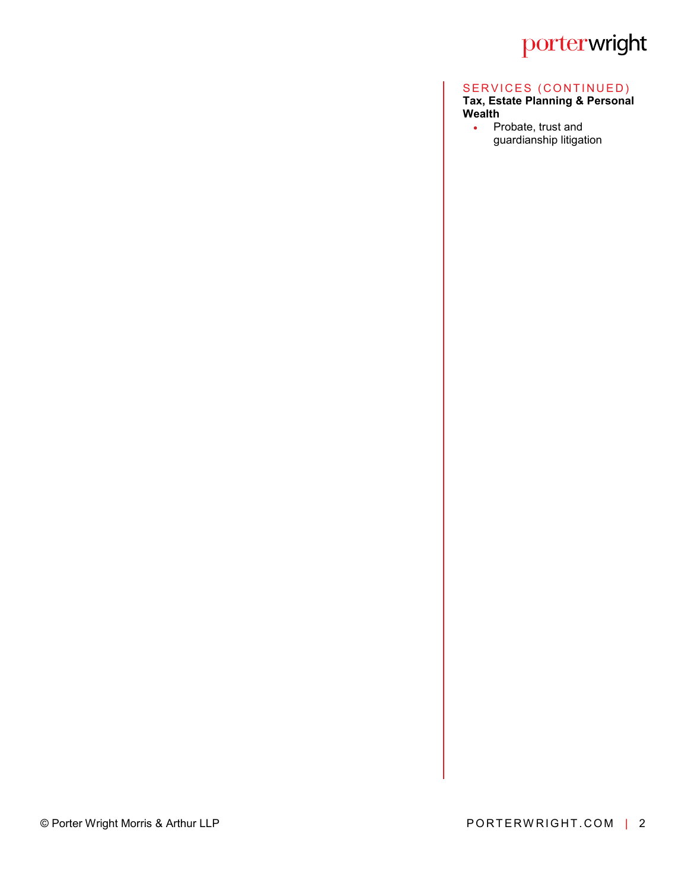## SERVICES (CONTINUED)

**Tax, Estate Planning & Personal Wealth**

- Probate, trust and guardianship litigation